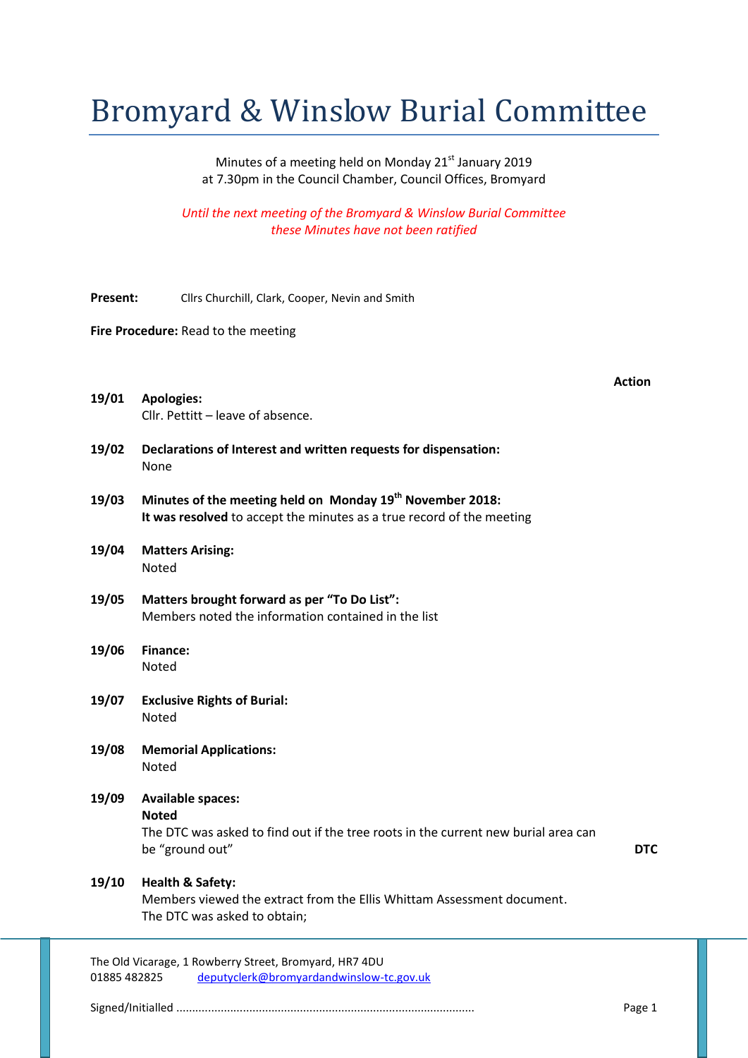# Bromyard & Winslow Burial Committee

Minutes of a meeting held on Monday 21st January 2019
at 7.30pm in the Council Chamber, Council Offices, Bromyard

*Until the next meeting of the Bromyard & Winslow Burial Committee these Minutes have not been ratified*

**Present:** Cllrs Churchill, Clark, Cooper, Nevin and Smith

**Fire Procedure:** Read to the meeting

| | | Action |
|---|---|---|
| **19/01** | **Apologies:**<br>Cllr. Pettitt – leave of absence. | |
| **19/02** | **Declarations of Interest and written requests for dispensation:**<br>None | |
| **19/03** | **Minutes of the meeting held on Monday 19th November 2018:**<br>**It was resolved** to accept the minutes as a true record of the meeting | |
| **19/04** | **Matters Arising:**<br>Noted | |
| **19/05** | **Matters brought forward as per "To Do List":**<br>Members noted the information contained in the list | |
| **19/06** | **Finance:**<br>Noted | |
| **19/07** | **Exclusive Rights of Burial:**<br>Noted | |
| **19/08** | **Memorial Applications:**<br>Noted | |
| **19/09** | **Available spaces:**<br>**Noted**<br>The DTC was asked to find out if the tree roots in the current new burial area can be "ground out" | **DTC** |
| **19/10** | **Health & Safety:**<br>Members viewed the extract from the Ellis Whittam Assessment document.<br>The DTC was asked to obtain; | |

The Old Vicarage, 1 Rowberry Street, Bromyard, HR7 4DU
01885 482825 deputyclerk@bromyardandwinslow-tc.gov.uk

Signed/Initialled ............................................................................................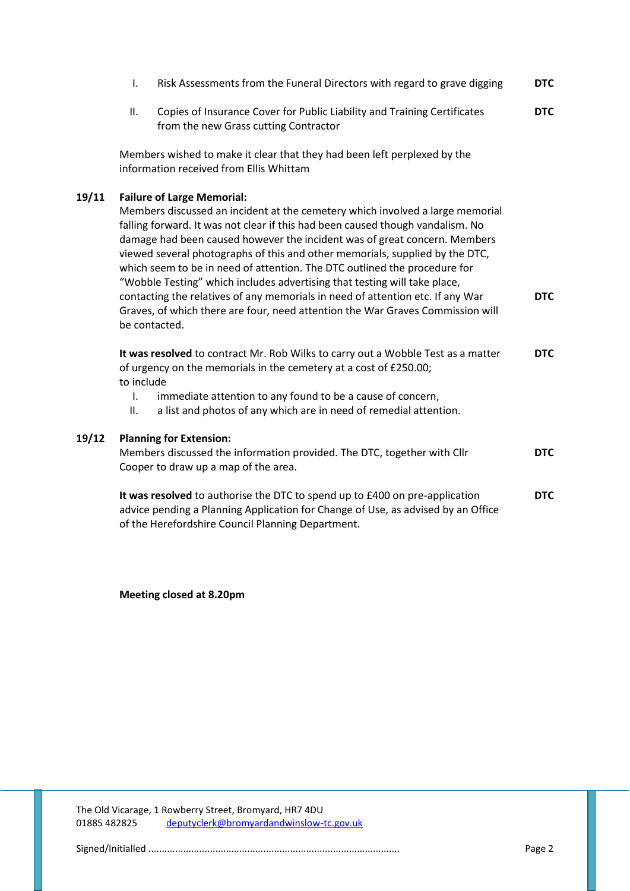I. Risk Assessments from the Funeral Directors with regard to grave digging **DTC**

II. Copies of Insurance Cover for Public Liability and Training Certificates from the new Grass cutting Contractor **DTC**

Members wished to make it clear that they had been left perplexed by the information received from Ellis Whittam

**19/11 Failure of Large Memorial:**

Members discussed an incident at the cemetery which involved a large memorial falling forward. It was not clear if this had been caused though vandalism. No damage had been caused however the incident was of great concern. Members viewed several photographs of this and other memorials, supplied by the DTC, which seem to be in need of attention. The DTC outlined the procedure for "Wobble Testing" which includes advertising that testing will take place, contacting the relatives of any memorials in need of attention etc. If any War Graves, of which there are four, need attention the War Graves Commission will be contacted. **DTC**

**It was resolved** to contract Mr. Rob Wilks to carry out a Wobble Test as a matter of urgency on the memorials in the cemetery at a cost of £250.00; to include **DTC**

I. immediate attention to any found to be a cause of concern,
II. a list and photos of any which are in need of remedial attention.

**19/12 Planning for Extension:**

Members discussed the information provided. The DTC, together with Cllr Cooper to draw up a map of the area. **DTC**

**It was resolved** to authorise the DTC to spend up to £400 on pre-application advice pending a Planning Application for Change of Use, as advised by an Office of the Herefordshire Council Planning Department. **DTC**

**Meeting closed at 8.20pm**

The Old Vicarage, 1 Rowberry Street, Bromyard, HR7 4DU
01885 482825 deputyclerk@bromyardandwinslow-tc.gov.uk

Signed/Initialled ............................................................................................